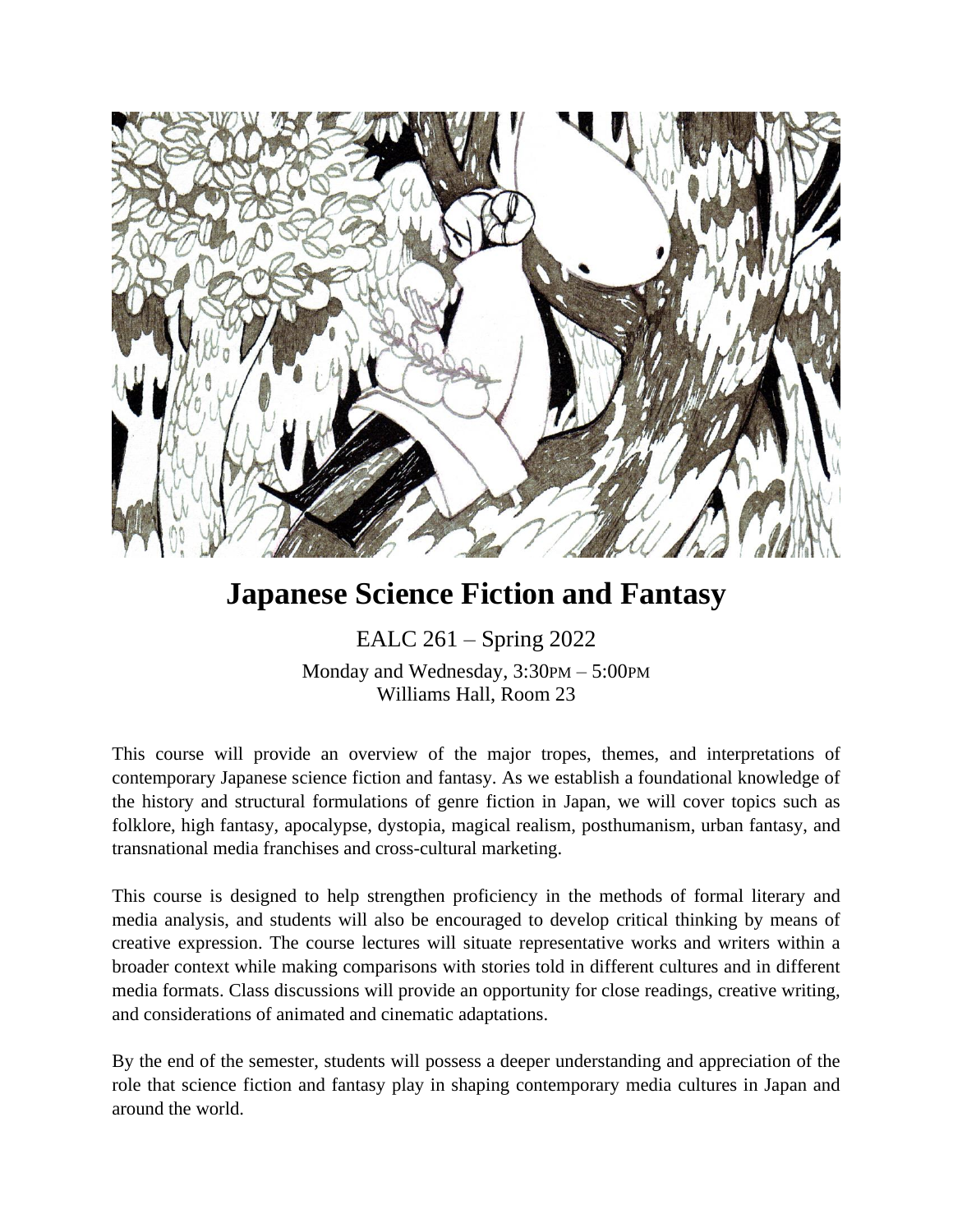# Japanese Science Fiction and Fantasy

EALC 261 – Spring 2022

Monday and Wednesday, 3:30PM – 5:00PM
Williams Hall, Room 23

This course will provide an overview of the major tropes, themes, and interpretations of contemporary Japanese science fiction and fantasy. As we establish a foundational knowledge of the history and structural formulations of genre fiction in Japan, we will cover topics such as folklore, high fantasy, apocalypse, dystopia, magical realism, posthumanism, urban fantasy, and transnational media franchises and cross-cultural marketing.

This course is designed to help strengthen proficiency in the methods of formal literary and media analysis, and students will also be encouraged to develop critical thinking by means of creative expression. The course lectures will situate representative works and writers within a broader context while making comparisons with stories told in different cultures and in different media formats. Class discussions will provide an opportunity for close readings, creative writing, and considerations of animated and cinematic adaptations.

By the end of the semester, students will possess a deeper understanding and appreciation of the role that science fiction and fantasy play in shaping contemporary media cultures in Japan and around the world.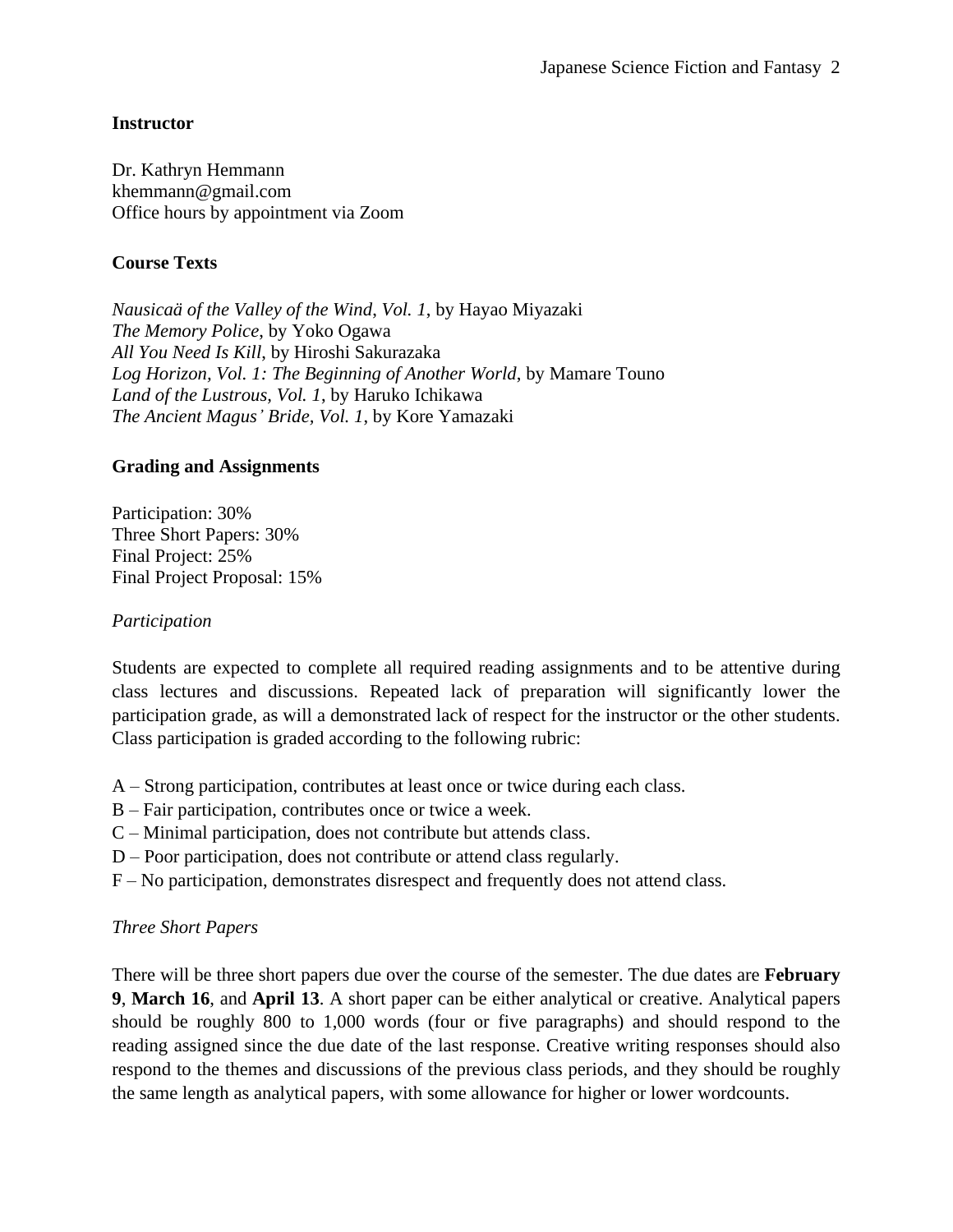**Instructor**

Dr. Kathryn Hemmann
khemmann@gmail.com
Office hours by appointment via Zoom

**Course Texts**

*Nausicaä of the Valley of the Wind, Vol. 1*, by Hayao Miyazaki
*The Memory Police*, by Yoko Ogawa
*All You Need Is Kill*, by Hiroshi Sakurazaka
*Log Horizon, Vol. 1: The Beginning of Another World*, by Mamare Touno
*Land of the Lustrous, Vol. 1*, by Haruko Ichikawa
*The Ancient Magus' Bride, Vol. 1*, by Kore Yamazaki

**Grading and Assignments**

Participation: 30%
Three Short Papers: 30%
Final Project: 25%
Final Project Proposal: 15%

*Participation*

Students are expected to complete all required reading assignments and to be attentive during class lectures and discussions. Repeated lack of preparation will significantly lower the participation grade, as will a demonstrated lack of respect for the instructor or the other students. Class participation is graded according to the following rubric:

A – Strong participation, contributes at least once or twice during each class.
B – Fair participation, contributes once or twice a week.
C – Minimal participation, does not contribute but attends class.
D – Poor participation, does not contribute or attend class regularly.
F – No participation, demonstrates disrespect and frequently does not attend class.

*Three Short Papers*

There will be three short papers due over the course of the semester. The due dates are **February 9**, **March 16**, and **April 13**. A short paper can be either analytical or creative. Analytical papers should be roughly 800 to 1,000 words (four or five paragraphs) and should respond to the reading assigned since the due date of the last response. Creative writing responses should also respond to the themes and discussions of the previous class periods, and they should be roughly the same length as analytical papers, with some allowance for higher or lower wordcounts.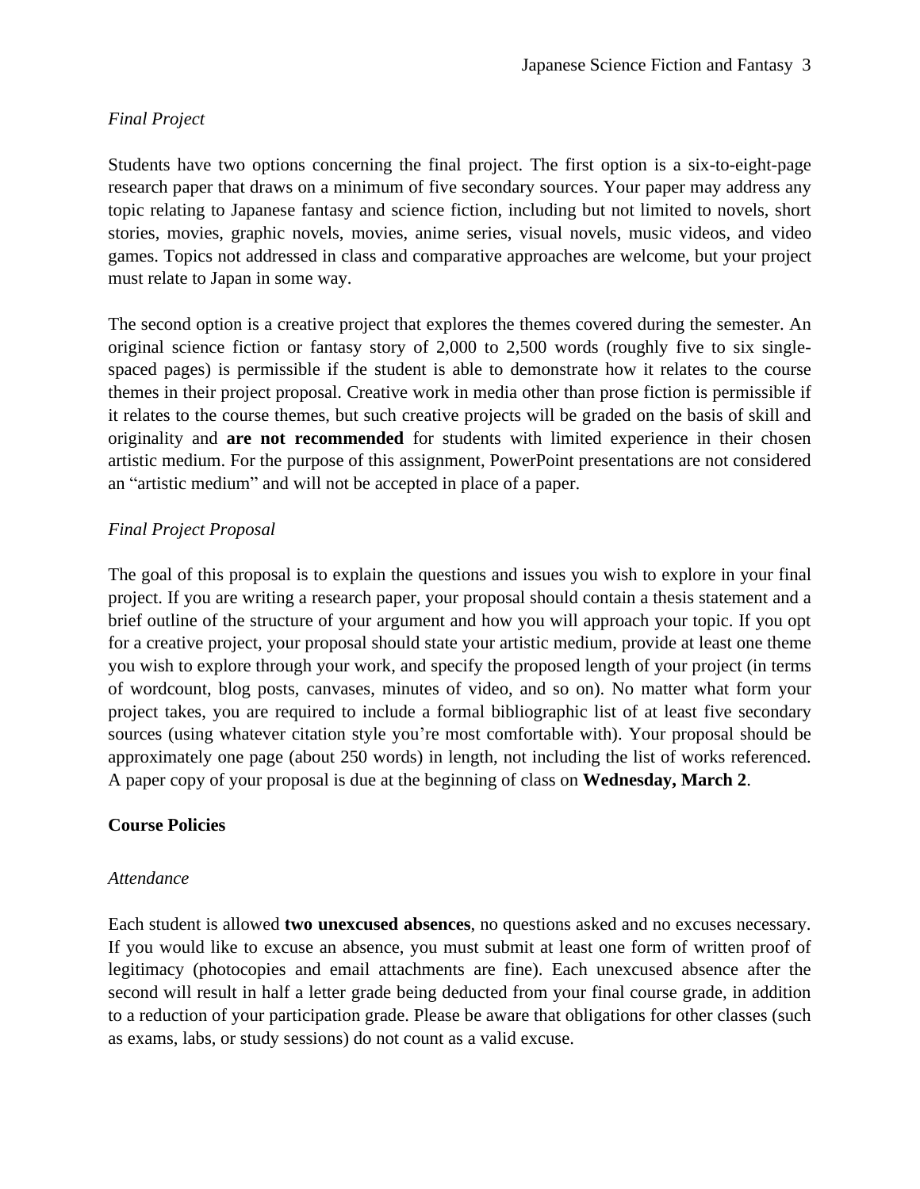*Final Project*

Students have two options concerning the final project. The first option is a six-to-eight-page research paper that draws on a minimum of five secondary sources. Your paper may address any topic relating to Japanese fantasy and science fiction, including but not limited to novels, short stories, movies, graphic novels, movies, anime series, visual novels, music videos, and video games. Topics not addressed in class and comparative approaches are welcome, but your project must relate to Japan in some way.

The second option is a creative project that explores the themes covered during the semester. An original science fiction or fantasy story of 2,000 to 2,500 words (roughly five to six single-spaced pages) is permissible if the student is able to demonstrate how it relates to the course themes in their project proposal. Creative work in media other than prose fiction is permissible if it relates to the course themes, but such creative projects will be graded on the basis of skill and originality and **are not recommended** for students with limited experience in their chosen artistic medium. For the purpose of this assignment, PowerPoint presentations are not considered an "artistic medium" and will not be accepted in place of a paper.

*Final Project Proposal*

The goal of this proposal is to explain the questions and issues you wish to explore in your final project. If you are writing a research paper, your proposal should contain a thesis statement and a brief outline of the structure of your argument and how you will approach your topic. If you opt for a creative project, your proposal should state your artistic medium, provide at least one theme you wish to explore through your work, and specify the proposed length of your project (in terms of wordcount, blog posts, canvases, minutes of video, and so on). No matter what form your project takes, you are required to include a formal bibliographic list of at least five secondary sources (using whatever citation style you're most comfortable with). Your proposal should be approximately one page (about 250 words) in length, not including the list of works referenced. A paper copy of your proposal is due at the beginning of class on **Wednesday, March 2**.

**Course Policies**

*Attendance*

Each student is allowed **two unexcused absences**, no questions asked and no excuses necessary. If you would like to excuse an absence, you must submit at least one form of written proof of legitimacy (photocopies and email attachments are fine). Each unexcused absence after the second will result in half a letter grade being deducted from your final course grade, in addition to a reduction of your participation grade. Please be aware that obligations for other classes (such as exams, labs, or study sessions) do not count as a valid excuse.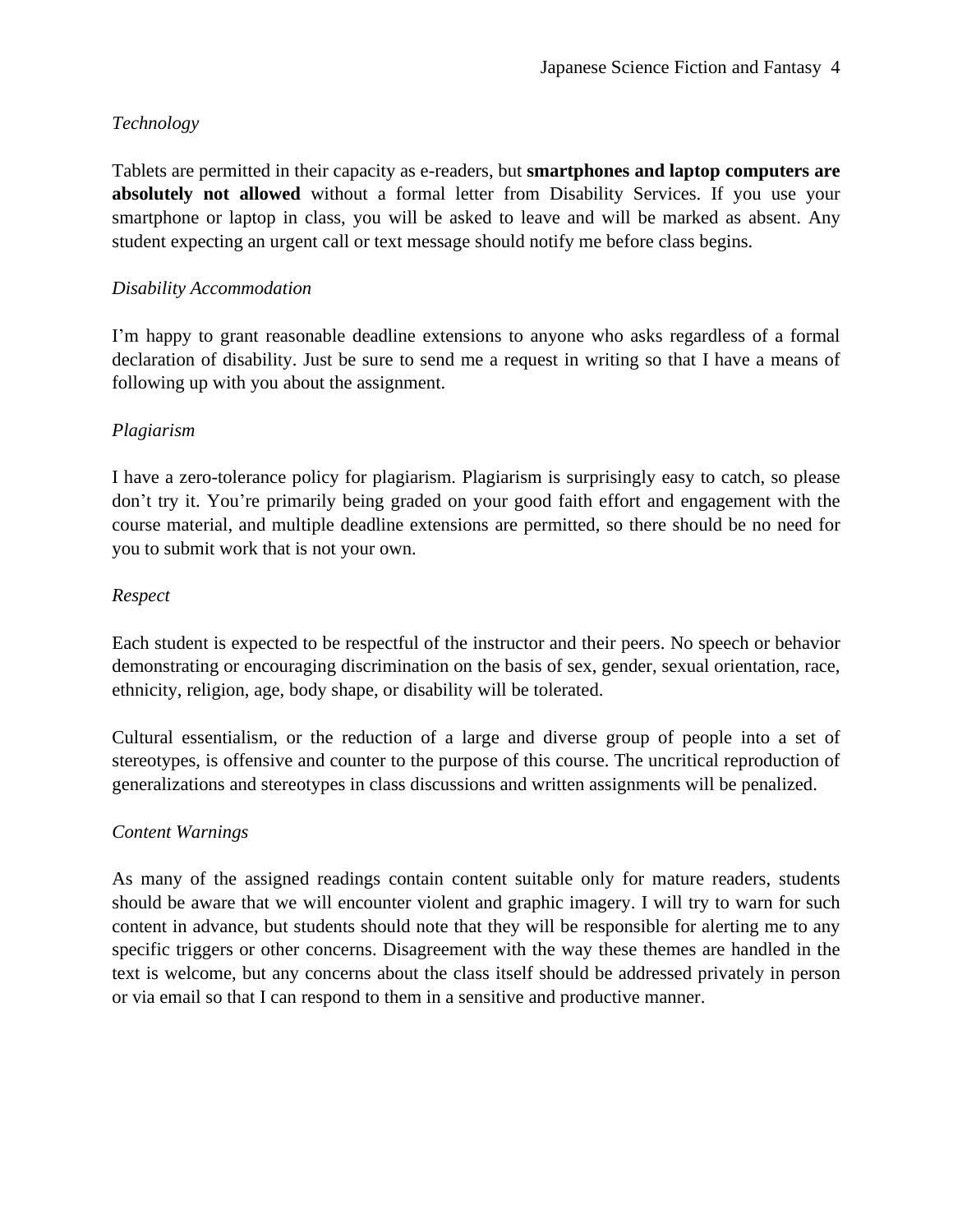### *Technology*

Tablets are permitted in their capacity as e-readers, but **smartphones and laptop computers are absolutely not allowed** without a formal letter from Disability Services. If you use your smartphone or laptop in class, you will be asked to leave and will be marked as absent. Any student expecting an urgent call or text message should notify me before class begins.

### *Disability Accommodation*

I'm happy to grant reasonable deadline extensions to anyone who asks regardless of a formal declaration of disability. Just be sure to send me a request in writing so that I have a means of following up with you about the assignment.

### *Plagiarism*

I have a zero-tolerance policy for plagiarism. Plagiarism is surprisingly easy to catch, so please don't try it. You're primarily being graded on your good faith effort and engagement with the course material, and multiple deadline extensions are permitted, so there should be no need for you to submit work that is not your own.

### *Respect*

Each student is expected to be respectful of the instructor and their peers. No speech or behavior demonstrating or encouraging discrimination on the basis of sex, gender, sexual orientation, race, ethnicity, religion, age, body shape, or disability will be tolerated.

Cultural essentialism, or the reduction of a large and diverse group of people into a set of stereotypes, is offensive and counter to the purpose of this course. The uncritical reproduction of generalizations and stereotypes in class discussions and written assignments will be penalized.

### *Content Warnings*

As many of the assigned readings contain content suitable only for mature readers, students should be aware that we will encounter violent and graphic imagery. I will try to warn for such content in advance, but students should note that they will be responsible for alerting me to any specific triggers or other concerns. Disagreement with the way these themes are handled in the text is welcome, but any concerns about the class itself should be addressed privately in person or via email so that I can respond to them in a sensitive and productive manner.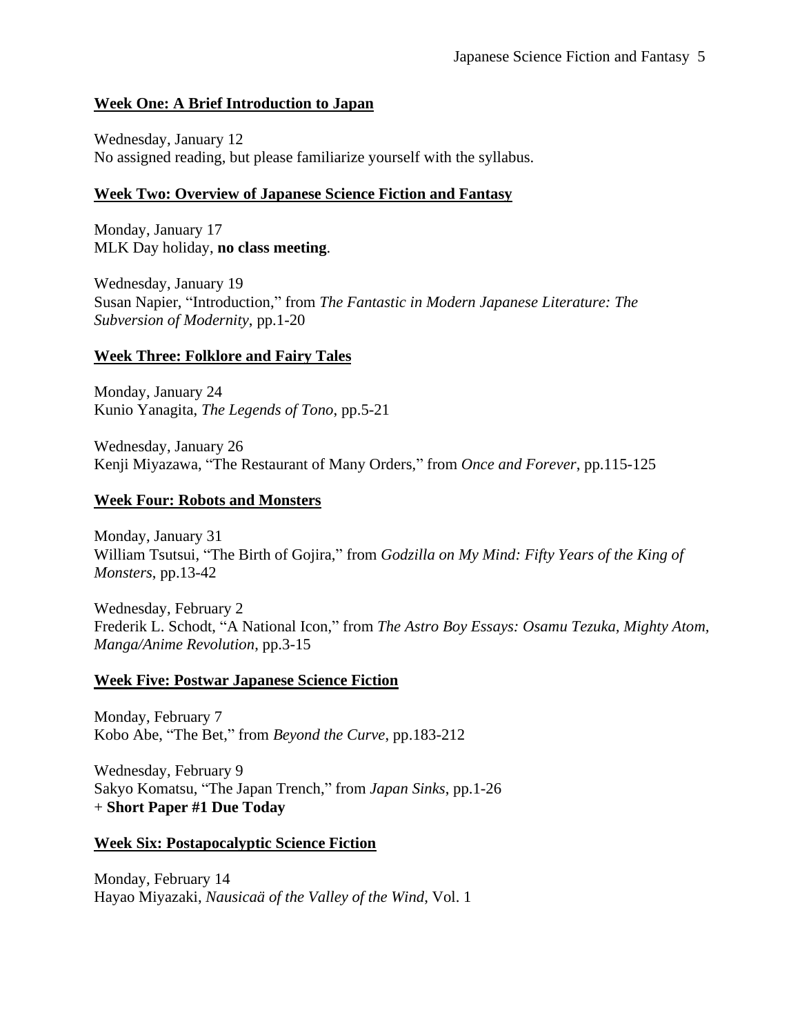### Week One: A Brief Introduction to Japan

Wednesday, January 12
No assigned reading, but please familiarize yourself with the syllabus.

### Week Two: Overview of Japanese Science Fiction and Fantasy

Monday, January 17
MLK Day holiday, **no class meeting**.

Wednesday, January 19
Susan Napier, "Introduction," from *The Fantastic in Modern Japanese Literature: The Subversion of Modernity*, pp.1-20

### Week Three: Folklore and Fairy Tales

Monday, January 24
Kunio Yanagita, *The Legends of Tono*, pp.5-21

Wednesday, January 26
Kenji Miyazawa, "The Restaurant of Many Orders," from *Once and Forever*, pp.115-125

### Week Four: Robots and Monsters

Monday, January 31
William Tsutsui, "The Birth of Gojira," from *Godzilla on My Mind: Fifty Years of the King of Monsters*, pp.13-42

Wednesday, February 2
Frederik L. Schodt, "A National Icon," from *The Astro Boy Essays: Osamu Tezuka, Mighty Atom, Manga/Anime Revolution*, pp.3-15

### Week Five: Postwar Japanese Science Fiction

Monday, February 7
Kobo Abe, "The Bet," from *Beyond the Curve*, pp.183-212

Wednesday, February 9
Sakyo Komatsu, "The Japan Trench," from *Japan Sinks*, pp.1-26
+ **Short Paper #1 Due Today**

### Week Six: Postapocalyptic Science Fiction

Monday, February 14
Hayao Miyazaki, *Nausicaä of the Valley of the Wind*, Vol. 1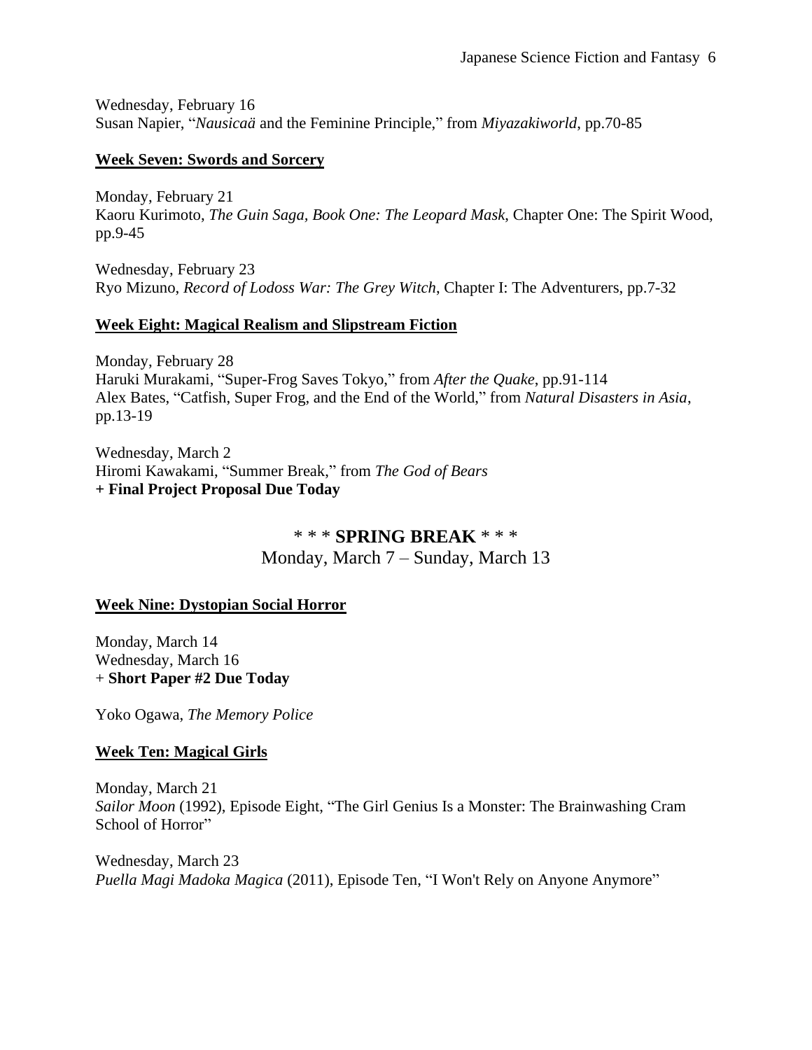Wednesday, February 16
Susan Napier, "*Nausicaä* and the Feminine Principle," from *Miyazakiworld*, pp.70-85

**Week Seven: Swords and Sorcery**

Monday, February 21
Kaoru Kurimoto, *The Guin Saga, Book One: The Leopard Mask*, Chapter One: The Spirit Wood, pp.9-45

Wednesday, February 23
Ryo Mizuno, *Record of Lodoss War: The Grey Witch*, Chapter I: The Adventurers, pp.7-32

**Week Eight: Magical Realism and Slipstream Fiction**

Monday, February 28
Haruki Murakami, "Super-Frog Saves Tokyo," from *After the Quake*, pp.91-114
Alex Bates, "Catfish, Super Frog, and the End of the World," from *Natural Disasters in Asia*, pp.13-19

Wednesday, March 2
Hiromi Kawakami, "Summer Break," from *The God of Bears*
**+ Final Project Proposal Due Today**

\* \* \* **SPRING BREAK** \* \* \*
Monday, March 7 – Sunday, March 13

**Week Nine: Dystopian Social Horror**

Monday, March 14
Wednesday, March 16
+ **Short Paper #2 Due Today**

Yoko Ogawa, *The Memory Police*

**Week Ten: Magical Girls**

Monday, March 21
*Sailor Moon* (1992), Episode Eight, "The Girl Genius Is a Monster: The Brainwashing Cram School of Horror"

Wednesday, March 23
*Puella Magi Madoka Magica* (2011), Episode Ten, "I Won't Rely on Anyone Anymore"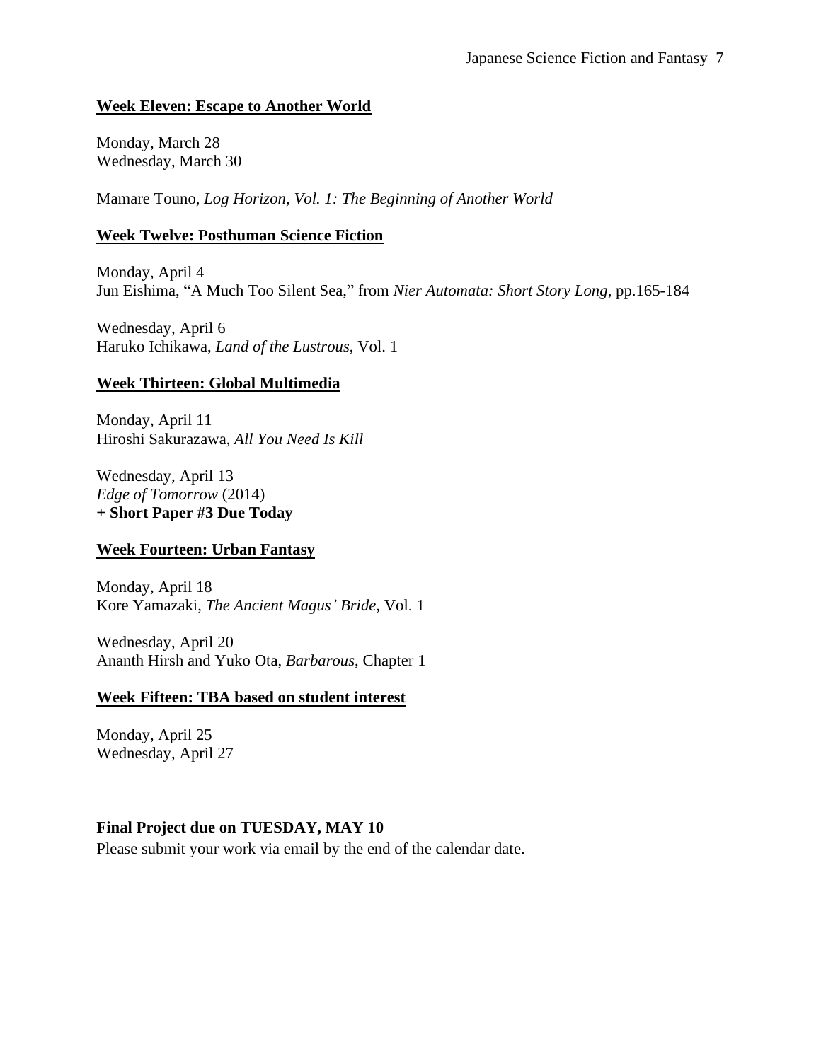**Week Eleven: Escape to Another World**

Monday, March 28
Wednesday, March 30

Mamare Touno, *Log Horizon, Vol. 1: The Beginning of Another World*

**Week Twelve: Posthuman Science Fiction**

Monday, April 4
Jun Eishima, "A Much Too Silent Sea," from *Nier Automata: Short Story Long*, pp.165-184

Wednesday, April 6
Haruko Ichikawa, *Land of the Lustrous*, Vol. 1

**Week Thirteen: Global Multimedia**

Monday, April 11
Hiroshi Sakurazawa, *All You Need Is Kill*

Wednesday, April 13
*Edge of Tomorrow* (2014)
**+ Short Paper #3 Due Today**

**Week Fourteen: Urban Fantasy**

Monday, April 18
Kore Yamazaki, *The Ancient Magus' Bride*, Vol. 1

Wednesday, April 20
Ananth Hirsh and Yuko Ota, *Barbarous*, Chapter 1

**Week Fifteen: TBA based on student interest**

Monday, April 25
Wednesday, April 27

**Final Project due on TUESDAY, MAY 10**
Please submit your work via email by the end of the calendar date.